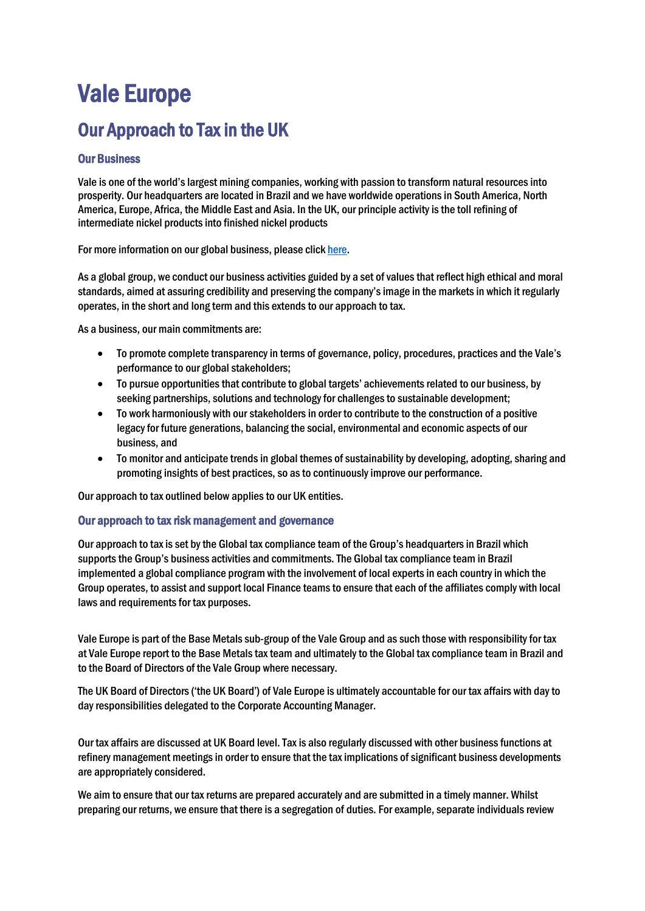# Vale Europe

## Our Approach to Tax in the UK

### Our Business

Vale is one of the world's largest mining companies, working with passion to transform natural resources into prosperity. Our headquarters are located in Brazil and we have worldwide operations in South America, North America, Europe, Africa, the Middle East and Asia. In the UK, our principle activity is the toll refining of intermediate nickel products into finished nickel products

For more information on our global business, please click here.

As a global group, we conduct our business activities guided by a set of values that reflect high ethical and moral standards, aimed at assuring credibility and preserving the company's image in the markets in which it regularly operates, in the short and long term and this extends to our approach to tax.

As a business, our main commitments are:

- To promote complete transparency in terms of governance, policy, procedures, practices and the Vale's performance to our global stakeholders;
- To pursue opportunities that contribute to global targets' achievements related to our business, by seeking partnerships, solutions and technology for challenges to sustainable development;
- To work harmoniously with our stakeholders in order to contribute to the construction of a positive legacy for future generations, balancing the social, environmental and economic aspects of our business, and
- To monitor and anticipate trends in global themes of sustainability by developing, adopting, sharing and promoting insights of best practices, so as to continuously improve our performance.

Our approach to tax outlined below applies to our UK entities.

### Our approach to tax risk management and governance

Our approach to tax is set by the Global tax compliance team of the Group's headquarters in Brazil which supports the Group's business activities and commitments. The Global tax compliance team in Brazil implemented a global compliance program with the involvement of local experts in each country in which the Group operates, to assist and support local Finance teams to ensure that each of the affiliates comply with local laws and requirements for tax purposes.

Vale Europe is part of the Base Metals sub-group of the Vale Group and as such those with responsibility for tax at Vale Europe report to the Base Metals tax team and ultimately to the Global tax compliance team in Brazil and to the Board of Directors of the Vale Group where necessary.

The UK Board of Directors ('the UK Board') of Vale Europe is ultimately accountable for our tax affairs with day to day responsibilities delegated to the Corporate Accounting Manager.

Our tax affairs are discussed at UK Board level. Tax is also regularly discussed with other business functions at refinery management meetings in order to ensure that the tax implications of significant business developments are appropriately considered.

We aim to ensure that our tax returns are prepared accurately and are submitted in a timely manner. Whilst preparing our returns, we ensure that there is a segregation of duties. For example, separate individuals review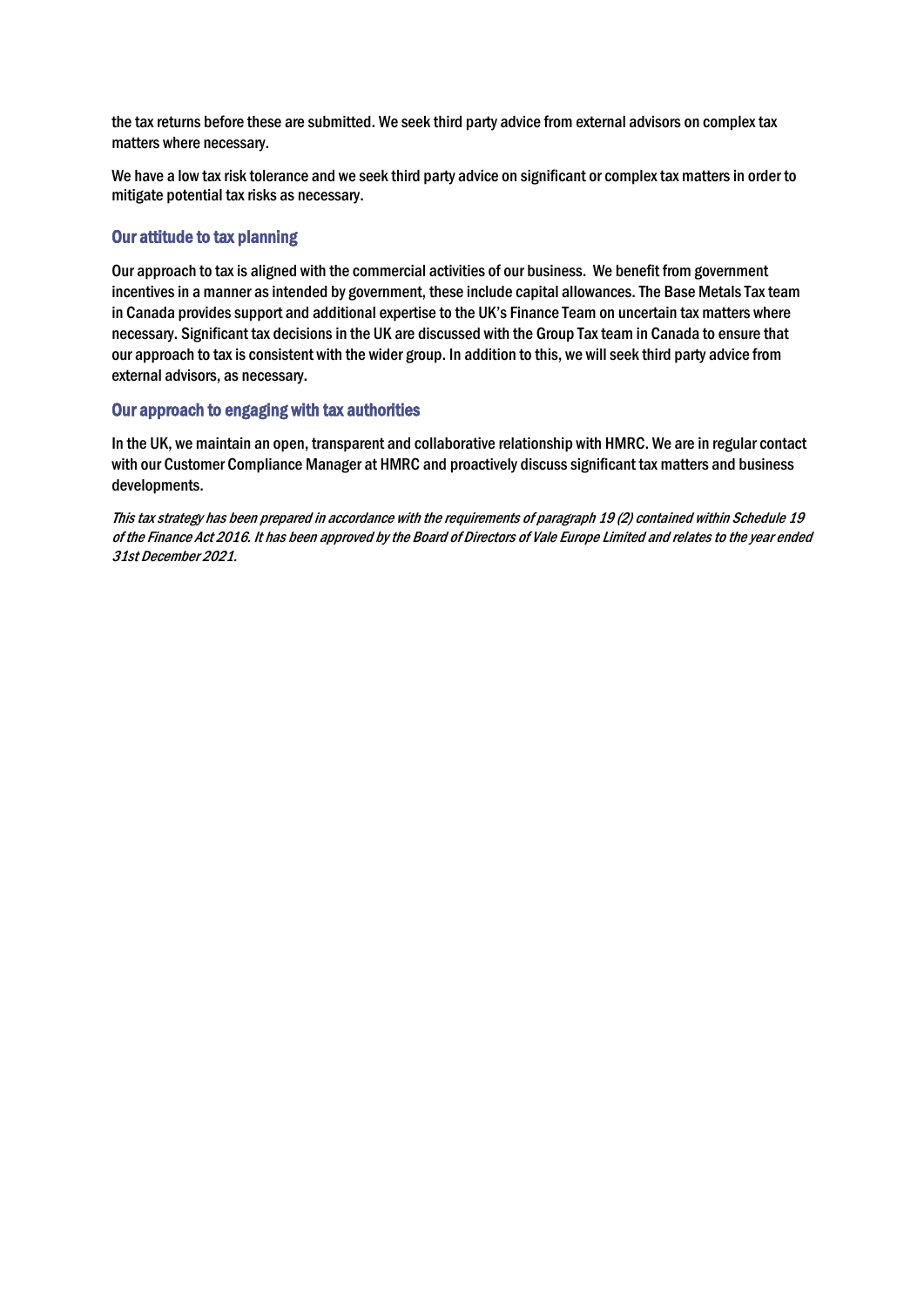the tax returns before these are submitted. We seek third party advice from external advisors on complex tax matters where necessary.

We have a low tax risk tolerance and we seek third party advice on significant or complex tax matters in order to mitigate potential tax risks as necessary.

## Our attitude to tax planning

Our approach to tax is aligned with the commercial activities of our business. We benefit from government incentives in a manner as intended by government, these include capital allowances. The Base Metals Tax team in Canada provides support and additional expertise to the UK's Finance Team on uncertain tax matters where necessary. Significant tax decisions in the UK are discussed with the Group Tax team in Canada to ensure that our approach to tax is consistent with the wider group. In addition to this, we will seek third party advice from external advisors, as necessary.

## Our approach to engaging with tax authorities

In the UK, we maintain an open, transparent and collaborative relationship with HMRC. We are in regular contact with our Customer Compliance Manager at HMRC and proactively discuss significant tax matters and business developments.

*This tax strategy has been prepared in accordance with the requirements of paragraph 19 (2) contained within Schedule 19 of the Finance Act 2016. It has been approved by the Board of Directors of Vale Europe Limited and relates to the year ended 31st December 2021.*